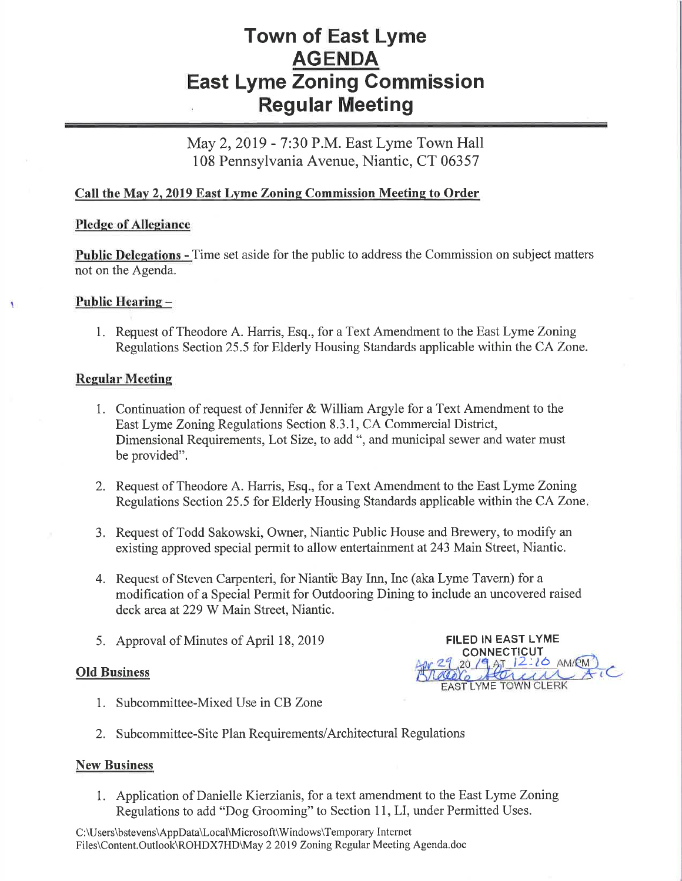# Town of East Lyme
# AGENDA
# East Lyme Zoning Commission
# Regular Meeting

May 2, 2019 - 7:30 P.M. East Lyme Town Hall
108 Pennsylvania Avenue, Niantic, CT 06357

**Call the May 2, 2019 East Lyme Zoning Commission Meeting to Order**

**Pledge of Allegiance**

**Public Delegations -** Time set aside for the public to address the Commission on subject matters not on the Agenda.

**Public Hearing –**

1. Request of Theodore A. Harris, Esq., for a Text Amendment to the East Lyme Zoning Regulations Section 25.5 for Elderly Housing Standards applicable within the CA Zone.

**Regular Meeting**

1. Continuation of request of Jennifer & William Argyle for a Text Amendment to the East Lyme Zoning Regulations Section 8.3.1, CA Commercial District, Dimensional Requirements, Lot Size, to add ", and municipal sewer and water must be provided".
2. Request of Theodore A. Harris, Esq., for a Text Amendment to the East Lyme Zoning Regulations Section 25.5 for Elderly Housing Standards applicable within the CA Zone.
3. Request of Todd Sakowski, Owner, Niantic Public House and Brewery, to modify an existing approved special permit to allow entertainment at 243 Main Street, Niantic.
4. Request of Steven Carpenteri, for Niantic Bay Inn, Inc (aka Lyme Tavern) for a modification of a Special Permit for Outdooring Dining to include an uncovered raised deck area at 229 W Main Street, Niantic.
5. Approval of Minutes of April 18, 2019

FILED IN EAST LYME CONNECTICUT
Apr 29 20 19 AT 12:26 AM/PM
EAST LYME TOWN CLERK

**Old Business**

1. Subcommittee-Mixed Use in CB Zone
2. Subcommittee-Site Plan Requirements/Architectural Regulations

**New Business**

1. Application of Danielle Kierzianis, for a text amendment to the East Lyme Zoning Regulations to add "Dog Grooming" to Section 11, LI, under Permitted Uses.

C:\Users\bstevens\AppData\Local\Microsoft\Windows\Temporary Internet Files\Content.Outlook\ROHDX7HD\May 2 2019 Zoning Regular Meeting Agenda.doc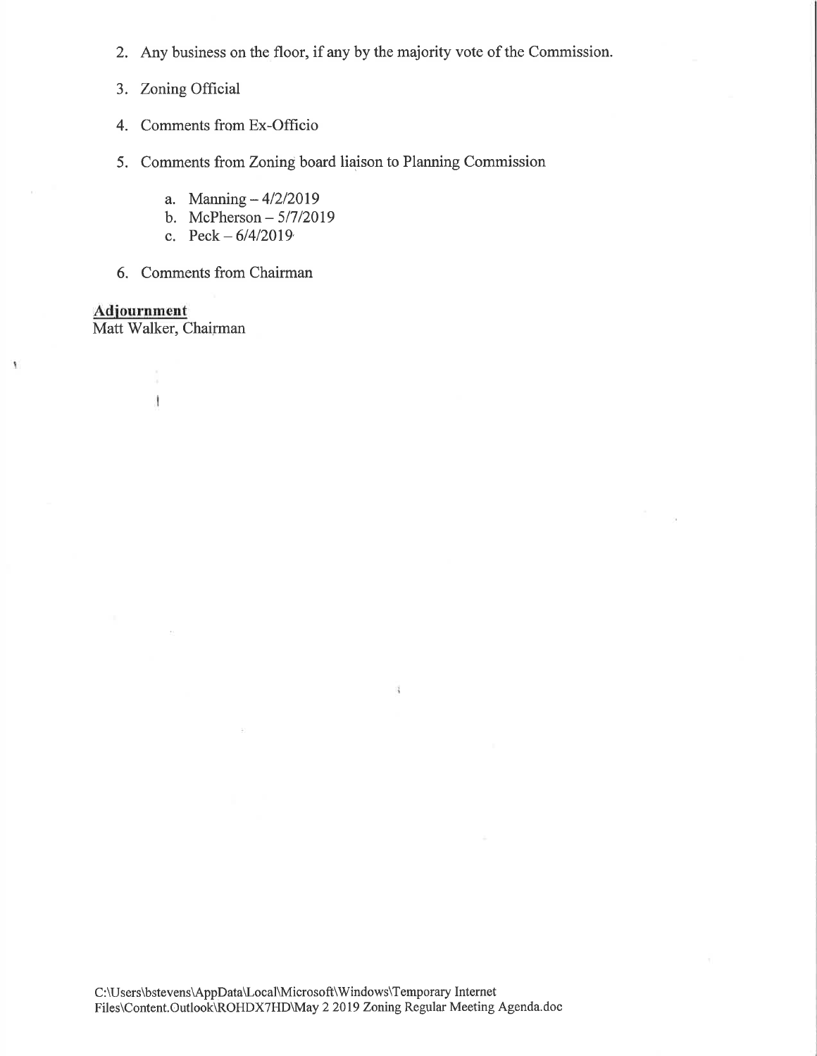2. Any business on the floor, if any by the majority vote of the Commission.

3. Zoning Official

4. Comments from Ex-Officio

5. Comments from Zoning board liaison to Planning Commission

   a. Manning – 4/2/2019
   b. McPherson – 5/7/2019
   c. Peck – 6/4/2019

6. Comments from Chairman

**Adjournment**
Matt Walker, Chairman

C:\Users\bstevens\AppData\Local\Microsoft\Windows\Temporary Internet Files\Content.Outlook\ROHDX7HD\May 2 2019 Zoning Regular Meeting Agenda.doc